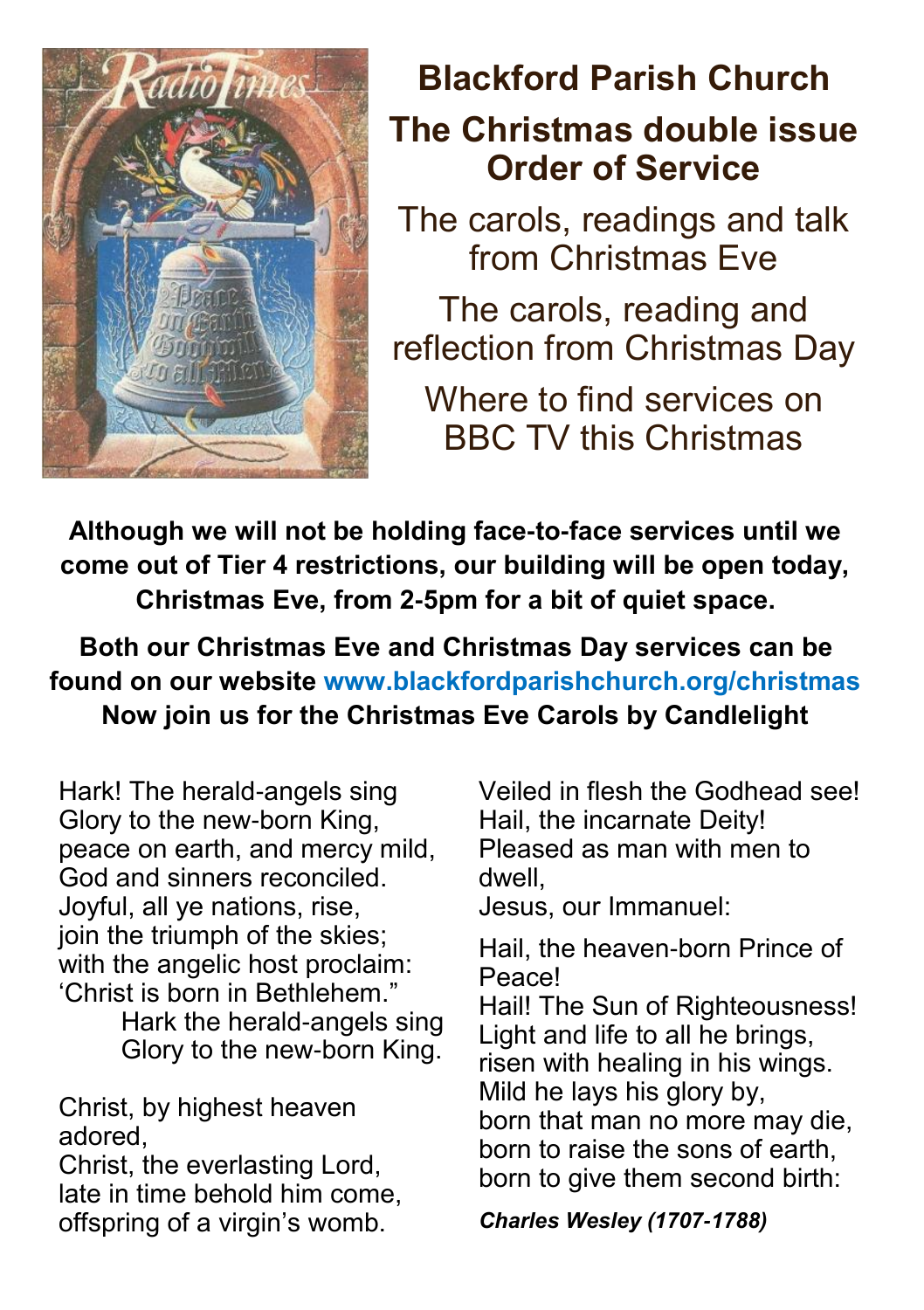# Blackford Parish Church

## The Christmas double issue Order of Service

The carols, readings and talk from Christmas Eve

The carols, reading and reflection from Christmas Day

Where to find services on BBC TV this Christmas

**Although we will not be holding face-to-face services until we come out of Tier 4 restrictions, our building will be open today, Christmas Eve, from 2-5pm for a bit of quiet space.**

**Both our Christmas Eve and Christmas Day services can be found on our website www.blackfordparishchurch.org/christmas**

**Now join us for the Christmas Eve Carols by Candlelight**

Hark! The herald-angels sing
Glory to the new-born King,
peace on earth, and mercy mild,
God and sinners reconciled.
Joyful, all ye nations, rise,
join the triumph of the skies;
with the angelic host proclaim:
'Christ is born in Bethlehem."
Hark the herald-angels sing
Glory to the new-born King.

Christ, by highest heaven adored,
Christ, the everlasting Lord,
late in time behold him come,
offspring of a virgin's womb.
Veiled in flesh the Godhead see!
Hail, the incarnate Deity!
Pleased as man with men to dwell,
Jesus, our Immanuel:

Hail, the heaven-born Prince of Peace!
Hail! The Sun of Righteousness!
Light and life to all he brings,
risen with healing in his wings.
Mild he lays his glory by,
born that man no more may die,
born to raise the sons of earth,
born to give them second birth:

***Charles Wesley (1707-1788)***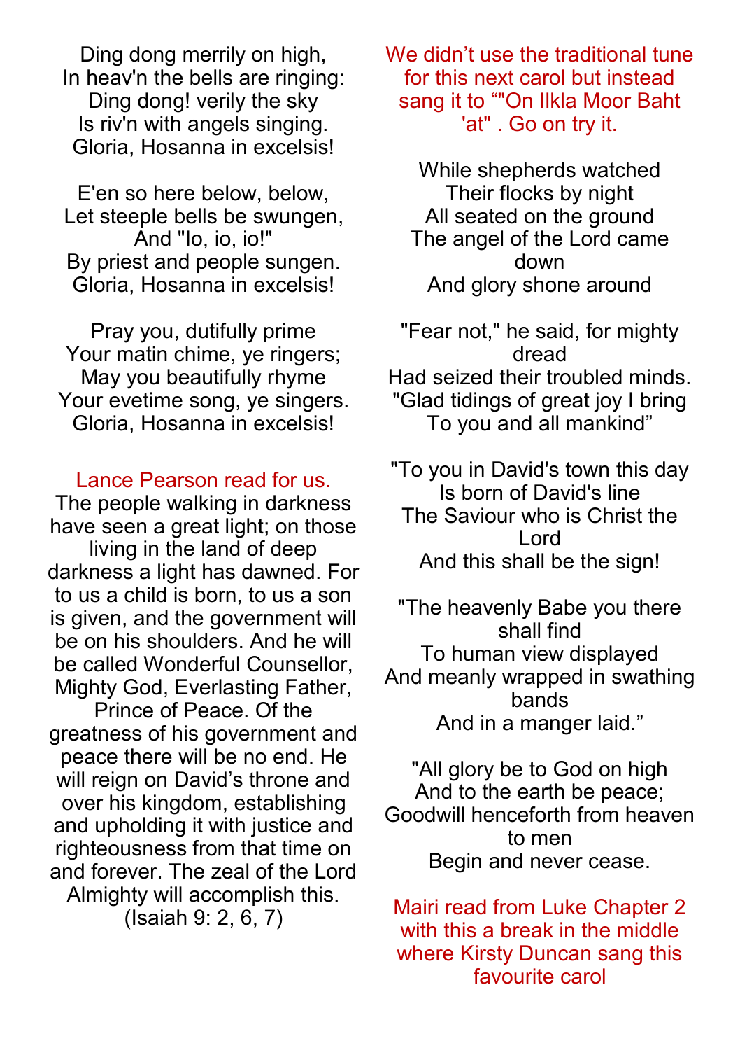Ding dong merrily on high,
In heav'n the bells are ringing:
Ding dong! verily the sky
Is riv'n with angels singing.
Gloria, Hosanna in excelsis!

E'en so here below, below,
Let steeple bells be swungen,
And "Io, io, io!"
By priest and people sungen.
Gloria, Hosanna in excelsis!

Pray you, dutifully prime
Your matin chime, ye ringers;
May you beautifully rhyme
Your evetime song, ye singers.
Gloria, Hosanna in excelsis!

Lance Pearson read for us.

The people walking in darkness have seen a great light; on those living in the land of deep darkness a light has dawned. For to us a child is born, to us a son is given, and the government will be on his shoulders. And he will be called Wonderful Counsellor, Mighty God, Everlasting Father, Prince of Peace. Of the greatness of his government and peace there will be no end. He will reign on David's throne and over his kingdom, establishing and upholding it with justice and righteousness from that time on and forever. The zeal of the Lord Almighty will accomplish this. (Isaiah 9: 2, 6, 7)

We didn't use the traditional tune for this next carol but instead sang it to ""On Ilkla Moor Baht 'at" . Go on try it.

While shepherds watched
Their flocks by night
All seated on the ground
The angel of the Lord came down
And glory shone around

"Fear not," he said, for mighty dread
Had seized their troubled minds.
"Glad tidings of great joy I bring
To you and all mankind"

"To you in David's town this day
Is born of David's line
The Saviour who is Christ the Lord
And this shall be the sign!

"The heavenly Babe you there shall find
To human view displayed
And meanly wrapped in swathing bands
And in a manger laid."

"All glory be to God on high
And to the earth be peace;
Goodwill henceforth from heaven to men
Begin and never cease.

Mairi read from Luke Chapter 2 with this a break in the middle where Kirsty Duncan sang this favourite carol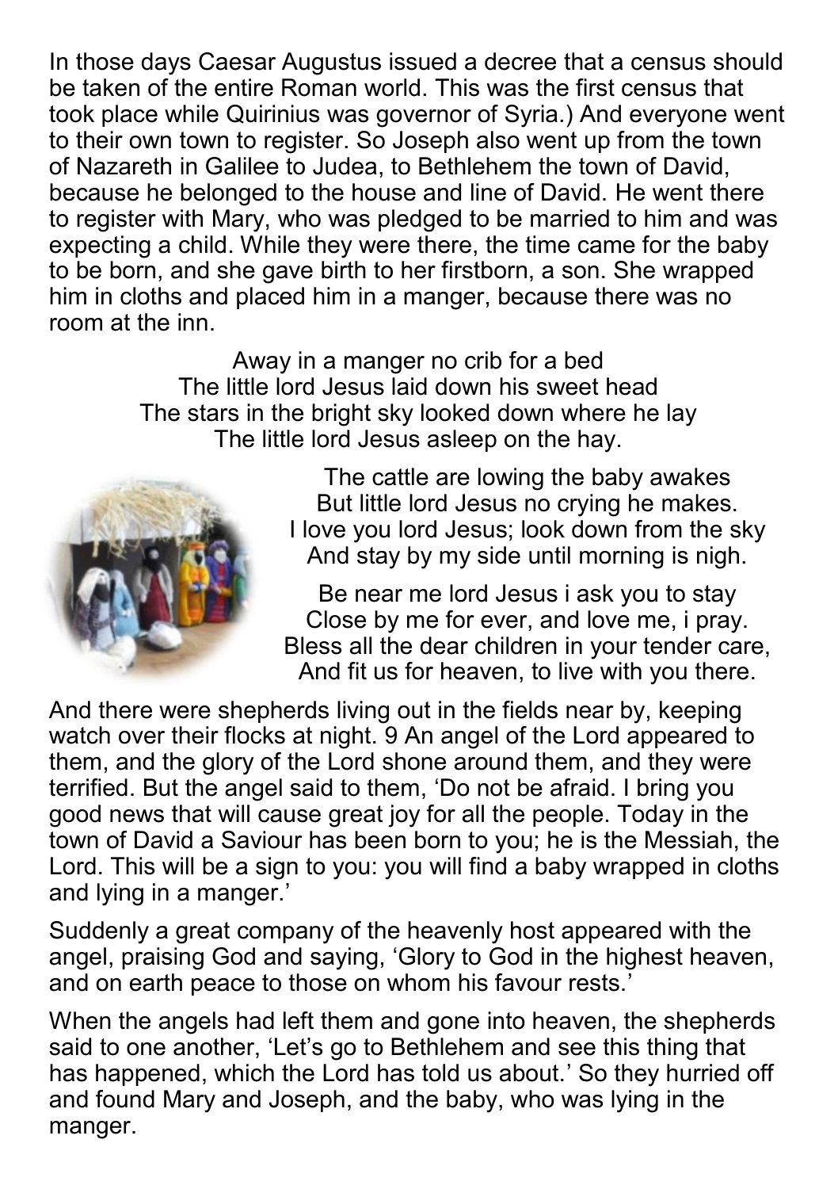In those days Caesar Augustus issued a decree that a census should be taken of the entire Roman world. This was the first census that took place while Quirinius was governor of Syria.) And everyone went to their own town to register. So Joseph also went up from the town of Nazareth in Galilee to Judea, to Bethlehem the town of David, because he belonged to the house and line of David. He went there to register with Mary, who was pledged to be married to him and was expecting a child. While they were there, the time came for the baby to be born, and she gave birth to her firstborn, a son. She wrapped him in cloths and placed him in a manger, because there was no room at the inn.

Away in a manger no crib for a bed  
The little lord Jesus laid down his sweet head  
The stars in the bright sky looked down where he lay  
The little lord Jesus asleep on the hay.

The cattle are lowing the baby awakes  
But little lord Jesus no crying he makes.  
I love you lord Jesus; look down from the sky  
And stay by my side until morning is nigh.

Be near me lord Jesus i ask you to stay  
Close by me for ever, and love me, i pray.  
Bless all the dear children in your tender care,  
And fit us for heaven, to live with you there.

And there were shepherds living out in the fields near by, keeping watch over their flocks at night. 9 An angel of the Lord appeared to them, and the glory of the Lord shone around them, and they were terrified. But the angel said to them, 'Do not be afraid. I bring you good news that will cause great joy for all the people. Today in the town of David a Saviour has been born to you; he is the Messiah, the Lord. This will be a sign to you: you will find a baby wrapped in cloths and lying in a manger.'

Suddenly a great company of the heavenly host appeared with the angel, praising God and saying, 'Glory to God in the highest heaven, and on earth peace to those on whom his favour rests.'

When the angels had left them and gone into heaven, the shepherds said to one another, 'Let's go to Bethlehem and see this thing that has happened, which the Lord has told us about.' So they hurried off and found Mary and Joseph, and the baby, who was lying in the manger.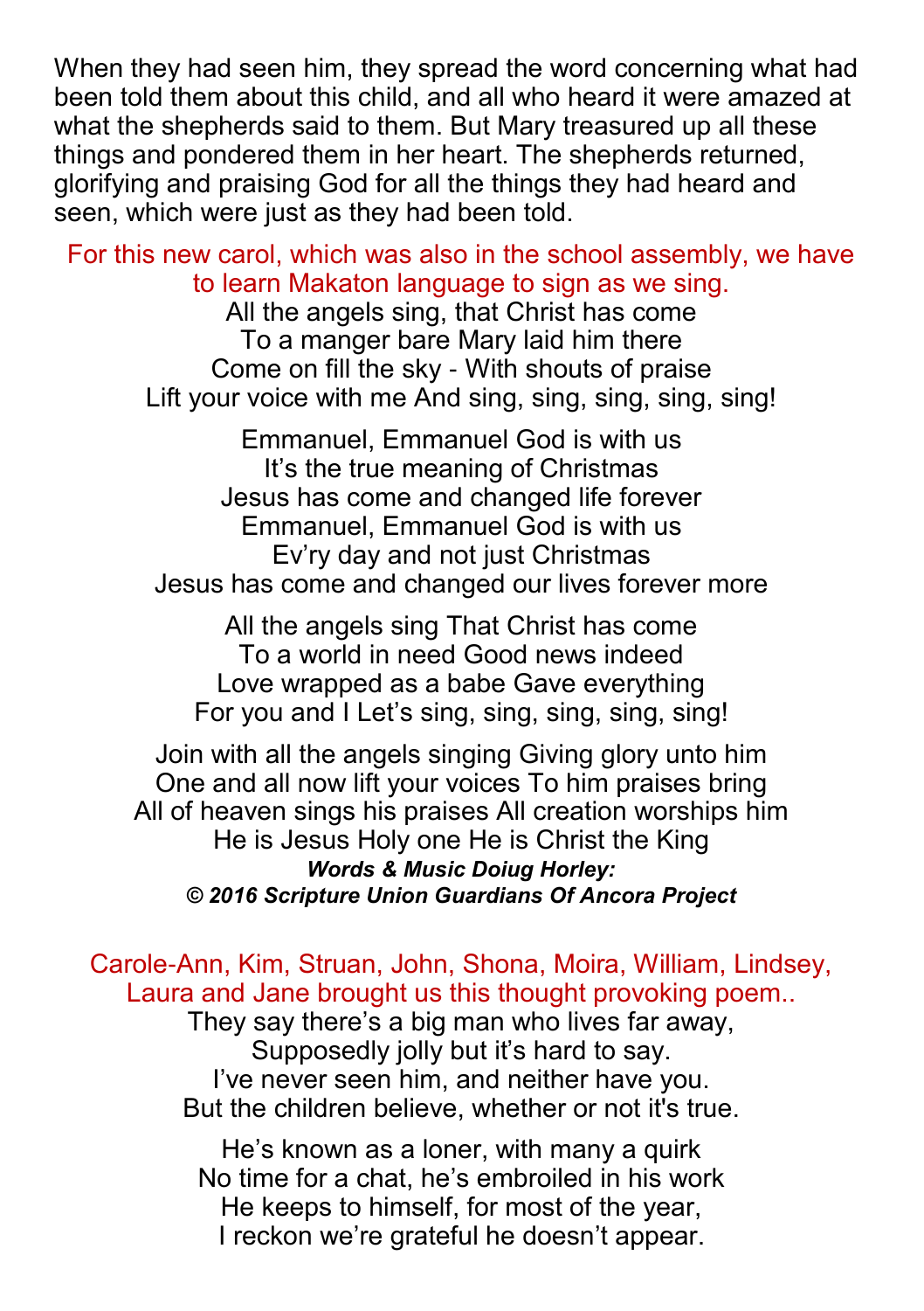When they had seen him, they spread the word concerning what had been told them about this child, and all who heard it were amazed at what the shepherds said to them. But Mary treasured up all these things and pondered them in her heart. The shepherds returned, glorifying and praising God for all the things they had heard and seen, which were just as they had been told.

For this new carol, which was also in the school assembly, we have to learn Makaton language to sign as we sing.

All the angels sing, that Christ has come
To a manger bare Mary laid him there
Come on fill the sky - With shouts of praise
Lift your voice with me And sing, sing, sing, sing, sing!

Emmanuel, Emmanuel God is with us
It's the true meaning of Christmas
Jesus has come and changed life forever
Emmanuel, Emmanuel God is with us
Ev'ry day and not just Christmas
Jesus has come and changed our lives forever more

All the angels sing That Christ has come
To a world in need Good news indeed
Love wrapped as a babe Gave everything
For you and I Let's sing, sing, sing, sing, sing!

Join with all the angels singing Giving glory unto him
One and all now lift your voices To him praises bring
All of heaven sings his praises All creation worships him
He is Jesus Holy one He is Christ the King

***Words & Music Doiug Horley:***
***© 2016 Scripture Union Guardians Of Ancora Project***

Carole-Ann, Kim, Struan, John, Shona, Moira, William, Lindsey, Laura and Jane brought us this thought provoking poem..

They say there's a big man who lives far away,
Supposedly jolly but it's hard to say.
I've never seen him, and neither have you.
But the children believe, whether or not it's true.

He's known as a loner, with many a quirk
No time for a chat, he's embroiled in his work
He keeps to himself, for most of the year,
I reckon we're grateful he doesn't appear.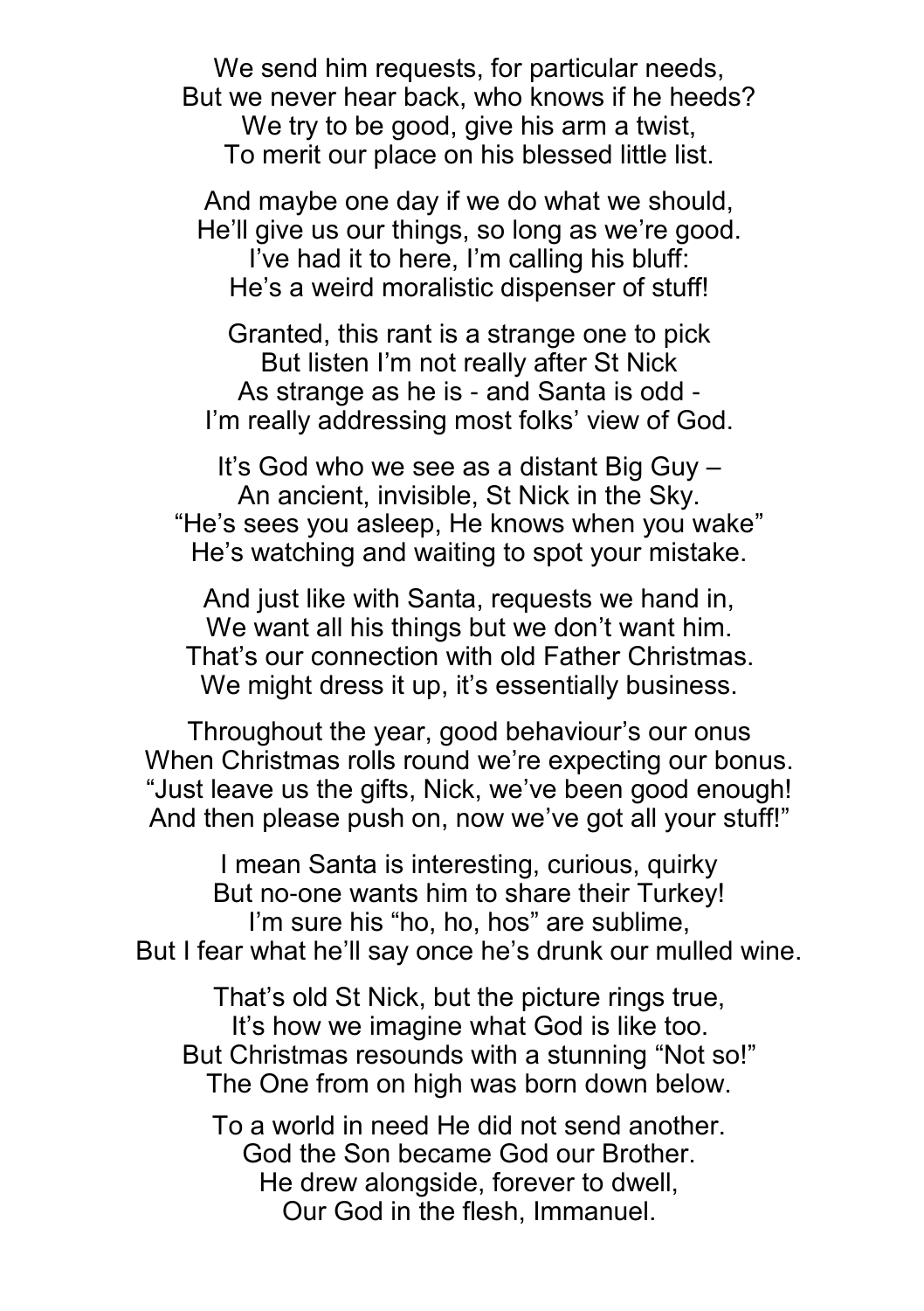We send him requests, for particular needs,  
But we never hear back, who knows if he heeds?  
We try to be good, give his arm a twist,  
To merit our place on his blessed little list.

And maybe one day if we do what we should,  
He'll give us our things, so long as we're good.  
I've had it to here, I'm calling his bluff:  
He's a weird moralistic dispenser of stuff!

Granted, this rant is a strange one to pick  
But listen I'm not really after St Nick  
As strange as he is - and Santa is odd -  
I'm really addressing most folks' view of God.

It's God who we see as a distant Big Guy –  
An ancient, invisible, St Nick in the Sky.  
"He's sees you asleep, He knows when you wake"  
He's watching and waiting to spot your mistake.

And just like with Santa, requests we hand in,  
We want all his things but we don't want him.  
That's our connection with old Father Christmas.  
We might dress it up, it's essentially business.

Throughout the year, good behaviour's our onus  
When Christmas rolls round we're expecting our bonus.  
"Just leave us the gifts, Nick, we've been good enough!  
And then please push on, now we've got all your stuff!"

I mean Santa is interesting, curious, quirky  
But no-one wants him to share their Turkey!  
I'm sure his "ho, ho, hos" are sublime,  
But I fear what he'll say once he's drunk our mulled wine.

That's old St Nick, but the picture rings true,  
It's how we imagine what God is like too.  
But Christmas resounds with a stunning "Not so!"  
The One from on high was born down below.

To a world in need He did not send another.  
God the Son became God our Brother.  
He drew alongside, forever to dwell,  
Our God in the flesh, Immanuel.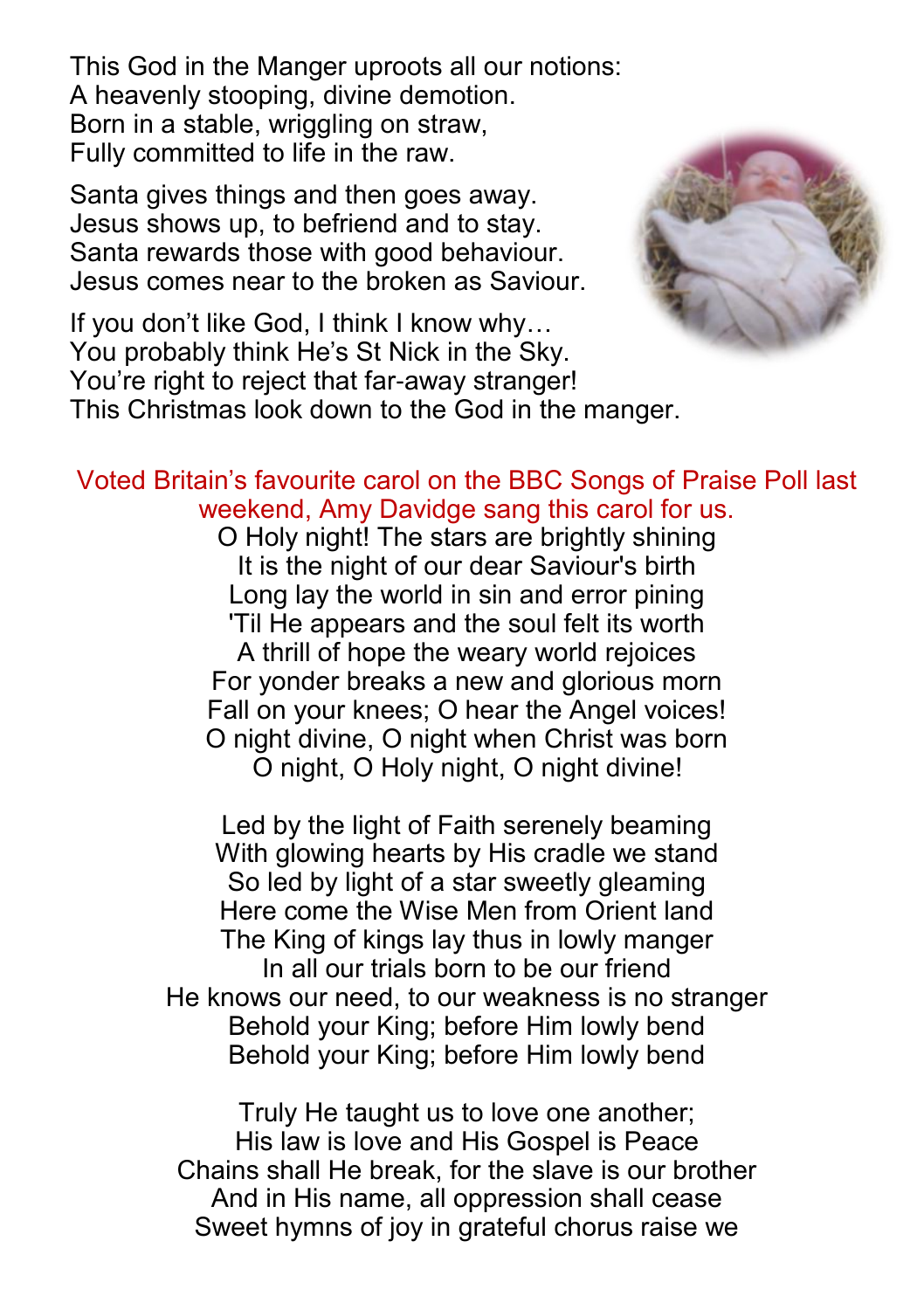This God in the Manger uproots all our notions:
A heavenly stooping, divine demotion.
Born in a stable, wriggling on straw,
Fully committed to life in the raw.

Santa gives things and then goes away.
Jesus shows up, to befriend and to stay.
Santa rewards those with good behaviour.
Jesus comes near to the broken as Saviour.

If you don't like God, I think I know why…
You probably think He's St Nick in the Sky.
You're right to reject that far-away stranger!
This Christmas look down to the God in the manger.

Voted Britain's favourite carol on the BBC Songs of Praise Poll last weekend, Amy Davidge sang this carol for us.

O Holy night! The stars are brightly shining
It is the night of our dear Saviour's birth
Long lay the world in sin and error pining
'Til He appears and the soul felt its worth
A thrill of hope the weary world rejoices
For yonder breaks a new and glorious morn
Fall on your knees; O hear the Angel voices!
O night divine, O night when Christ was born
O night, O Holy night, O night divine!

Led by the light of Faith serenely beaming
With glowing hearts by His cradle we stand
So led by light of a star sweetly gleaming
Here come the Wise Men from Orient land
The King of kings lay thus in lowly manger
In all our trials born to be our friend
He knows our need, to our weakness is no stranger
Behold your King; before Him lowly bend
Behold your King; before Him lowly bend

Truly He taught us to love one another;
His law is love and His Gospel is Peace
Chains shall He break, for the slave is our brother
And in His name, all oppression shall cease
Sweet hymns of joy in grateful chorus raise we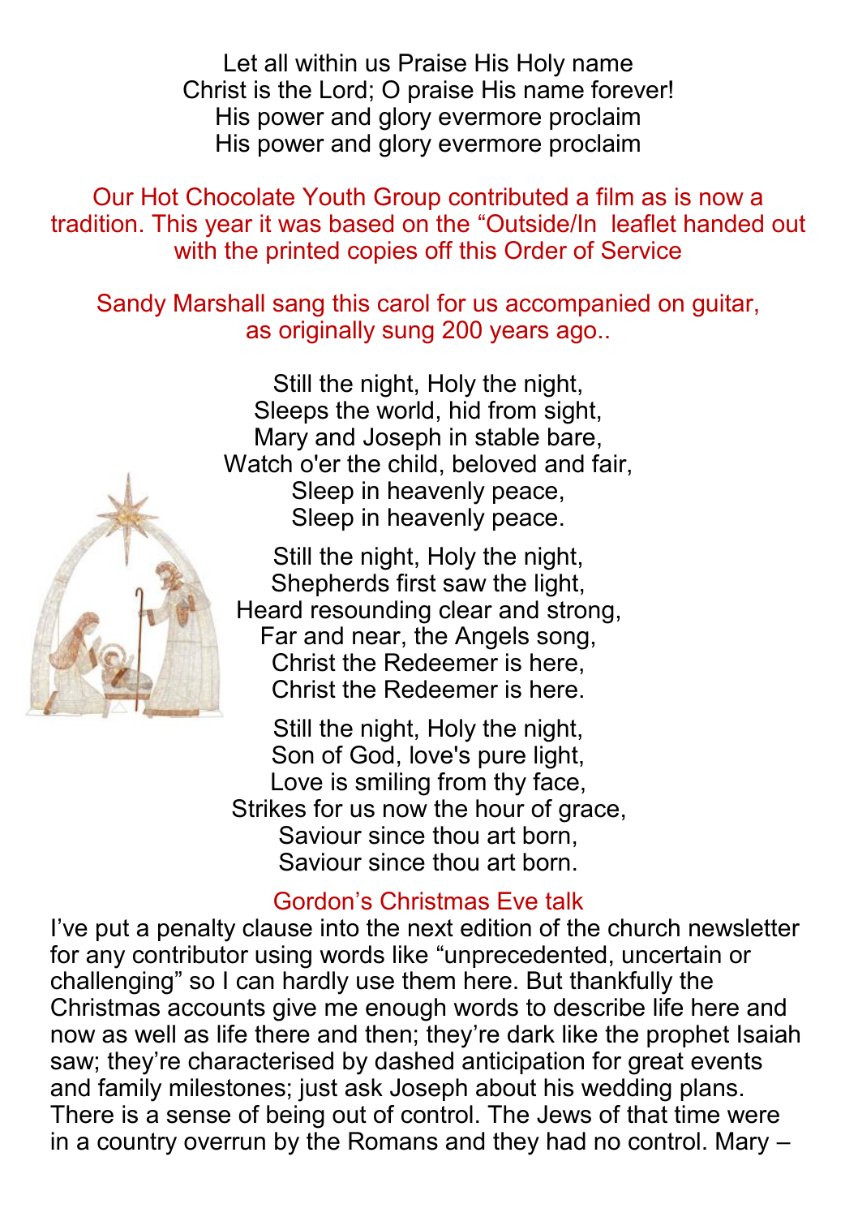Let all within us Praise His Holy name
Christ is the Lord; O praise His name forever!
His power and glory evermore proclaim
His power and glory evermore proclaim

Our Hot Chocolate Youth Group contributed a film as is now a tradition. This year it was based on the "Outside/In leaflet handed out with the printed copies off this Order of Service

Sandy Marshall sang this carol for us accompanied on guitar, as originally sung 200 years ago..

Still the night, Holy the night,
Sleeps the world, hid from sight,
Mary and Joseph in stable bare,
Watch o'er the child, beloved and fair,
Sleep in heavenly peace,
Sleep in heavenly peace.

Still the night, Holy the night,
Shepherds first saw the light,
Heard resounding clear and strong,
Far and near, the Angels song,
Christ the Redeemer is here,
Christ the Redeemer is here.

Still the night, Holy the night,
Son of God, love's pure light,
Love is smiling from thy face,
Strikes for us now the hour of grace,
Saviour since thou art born,
Saviour since thou art born.

## Gordon's Christmas Eve talk

I've put a penalty clause into the next edition of the church newsletter for any contributor using words like "unprecedented, uncertain or challenging" so I can hardly use them here. But thankfully the Christmas accounts give me enough words to describe life here and now as well as life there and then; they're dark like the prophet Isaiah saw; they're characterised by dashed anticipation for great events and family milestones; just ask Joseph about his wedding plans. There is a sense of being out of control. The Jews of that time were in a country overrun by the Romans and they had no control. Mary –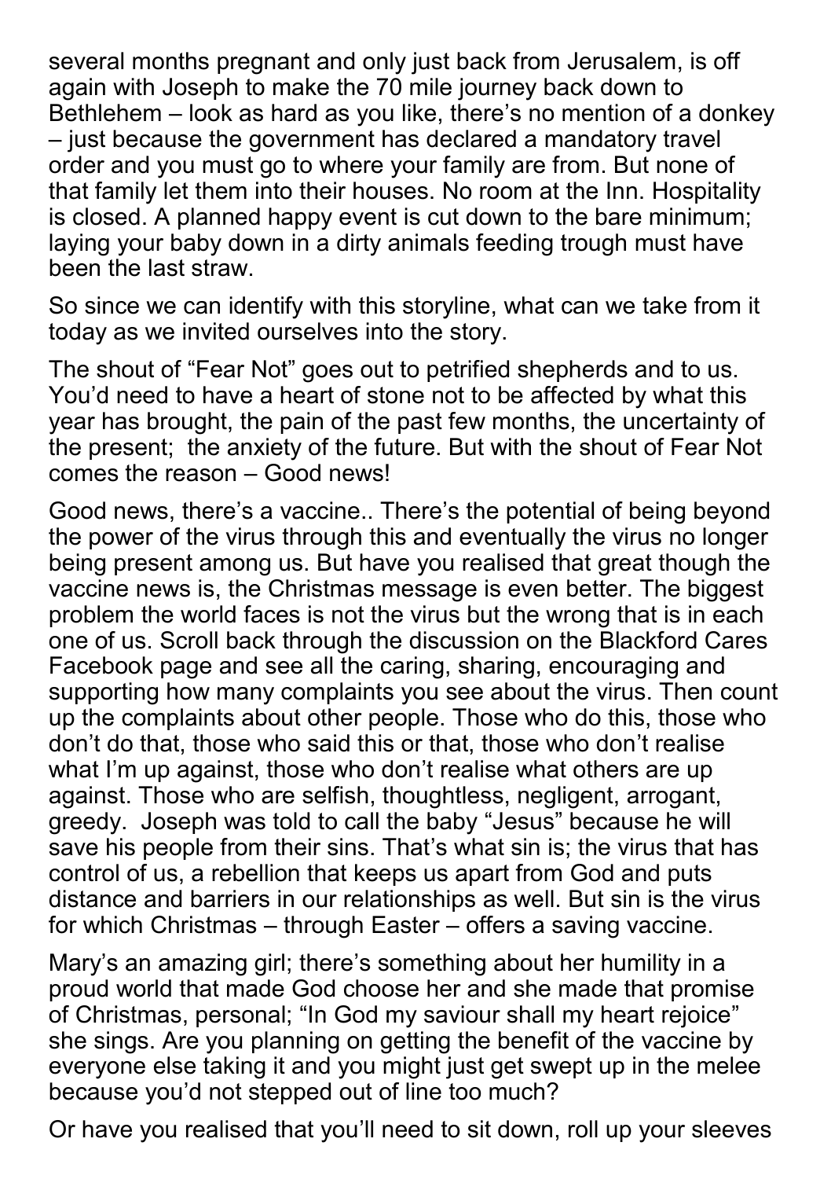several months pregnant and only just back from Jerusalem, is off again with Joseph to make the 70 mile journey back down to Bethlehem – look as hard as you like, there's no mention of a donkey – just because the government has declared a mandatory travel order and you must go to where your family are from. But none of that family let them into their houses. No room at the Inn. Hospitality is closed. A planned happy event is cut down to the bare minimum; laying your baby down in a dirty animals feeding trough must have been the last straw.

So since we can identify with this storyline, what can we take from it today as we invited ourselves into the story.

The shout of "Fear Not" goes out to petrified shepherds and to us. You'd need to have a heart of stone not to be affected by what this year has brought, the pain of the past few months, the uncertainty of the present; the anxiety of the future. But with the shout of Fear Not comes the reason – Good news!

Good news, there's a vaccine.. There's the potential of being beyond the power of the virus through this and eventually the virus no longer being present among us. But have you realised that great though the vaccine news is, the Christmas message is even better. The biggest problem the world faces is not the virus but the wrong that is in each one of us. Scroll back through the discussion on the Blackford Cares Facebook page and see all the caring, sharing, encouraging and supporting how many complaints you see about the virus. Then count up the complaints about other people. Those who do this, those who don't do that, those who said this or that, those who don't realise what I'm up against, those who don't realise what others are up against. Those who are selfish, thoughtless, negligent, arrogant, greedy. Joseph was told to call the baby "Jesus" because he will save his people from their sins. That's what sin is; the virus that has control of us, a rebellion that keeps us apart from God and puts distance and barriers in our relationships as well. But sin is the virus for which Christmas – through Easter – offers a saving vaccine.

Mary's an amazing girl; there's something about her humility in a proud world that made God choose her and she made that promise of Christmas, personal; "In God my saviour shall my heart rejoice" she sings. Are you planning on getting the benefit of the vaccine by everyone else taking it and you might just get swept up in the melee because you'd not stepped out of line too much?

Or have you realised that you'll need to sit down, roll up your sleeves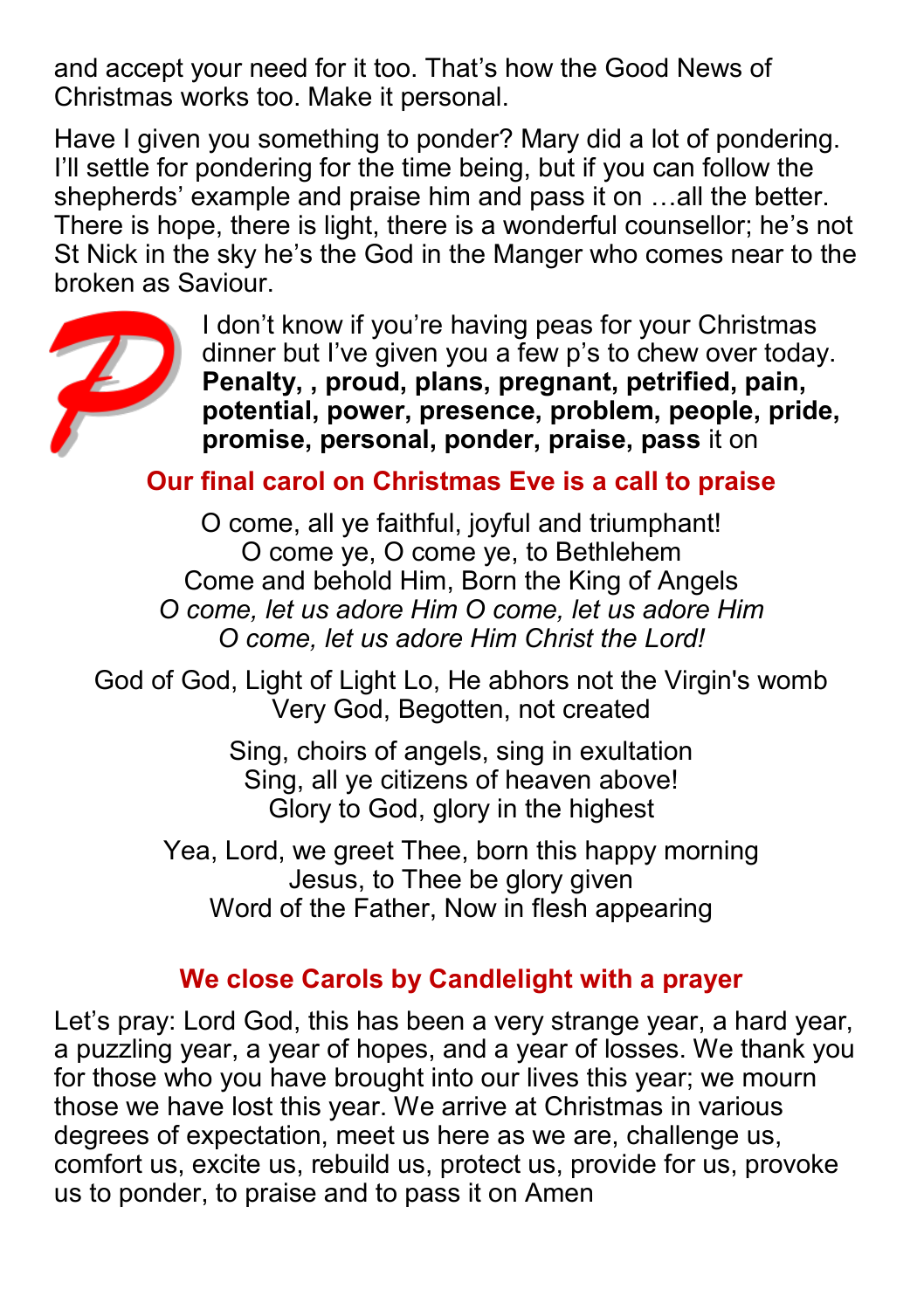and accept your need for it too. That's how the Good News of Christmas works too. Make it personal.

Have I given you something to ponder? Mary did a lot of pondering. I'll settle for pondering for the time being, but if you can follow the shepherds' example and praise him and pass it on …all the better. There is hope, there is light, there is a wonderful counsellor; he's not St Nick in the sky he's the God in the Manger who comes near to the broken as Saviour.

I don't know if you're having peas for your Christmas dinner but I've given you a few p's to chew over today. **Penalty, , proud, plans, pregnant, petrified, pain, potential, power, presence, problem, people, pride, promise, personal, ponder, praise, pass** it on

## Our final carol on Christmas Eve is a call to praise

O come, all ye faithful, joyful and triumphant!
O come ye, O come ye, to Bethlehem
Come and behold Him, Born the King of Angels
*O come, let us adore Him O come, let us adore Him*
*O come, let us adore Him Christ the Lord!*

God of God, Light of Light Lo, He abhors not the Virgin's womb
Very God, Begotten, not created

Sing, choirs of angels, sing in exultation
Sing, all ye citizens of heaven above!
Glory to God, glory in the highest

Yea, Lord, we greet Thee, born this happy morning
Jesus, to Thee be glory given
Word of the Father, Now in flesh appearing

## We close Carols by Candlelight with a prayer

Let's pray: Lord God, this has been a very strange year, a hard year, a puzzling year, a year of hopes, and a year of losses. We thank you for those who you have brought into our lives this year; we mourn those we have lost this year. We arrive at Christmas in various degrees of expectation, meet us here as we are, challenge us, comfort us, excite us, rebuild us, protect us, provide for us, provoke us to ponder, to praise and to pass it on Amen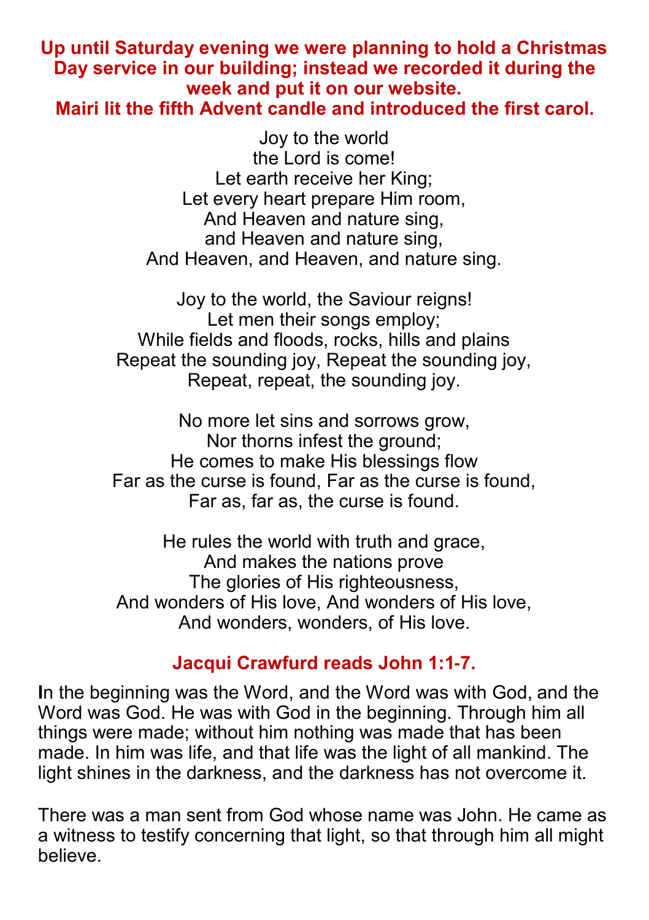**Up until Saturday evening we were planning to hold a Christmas Day service in our building; instead we recorded it during the week and put it on our website.**
**Mairi lit the fifth Advent candle and introduced the first carol.**

Joy to the world
the Lord is come!
Let earth receive her King;
Let every heart prepare Him room,
And Heaven and nature sing,
and Heaven and nature sing,
And Heaven, and Heaven, and nature sing.

Joy to the world, the Saviour reigns!
Let men their songs employ;
While fields and floods, rocks, hills and plains
Repeat the sounding joy, Repeat the sounding joy,
Repeat, repeat, the sounding joy.

No more let sins and sorrows grow,
Nor thorns infest the ground;
He comes to make His blessings flow
Far as the curse is found, Far as the curse is found,
Far as, far as, the curse is found.

He rules the world with truth and grace,
And makes the nations prove
The glories of His righteousness,
And wonders of His love, And wonders of His love,
And wonders, wonders, of His love.

**Jacqui Crawfurd reads John 1:1-7.**

In the beginning was the Word, and the Word was with God, and the Word was God. He was with God in the beginning. Through him all things were made; without him nothing was made that has been made. In him was life, and that life was the light of all mankind. The light shines in the darkness, and the darkness has not overcome it.

There was a man sent from God whose name was John. He came as a witness to testify concerning that light, so that through him all might believe.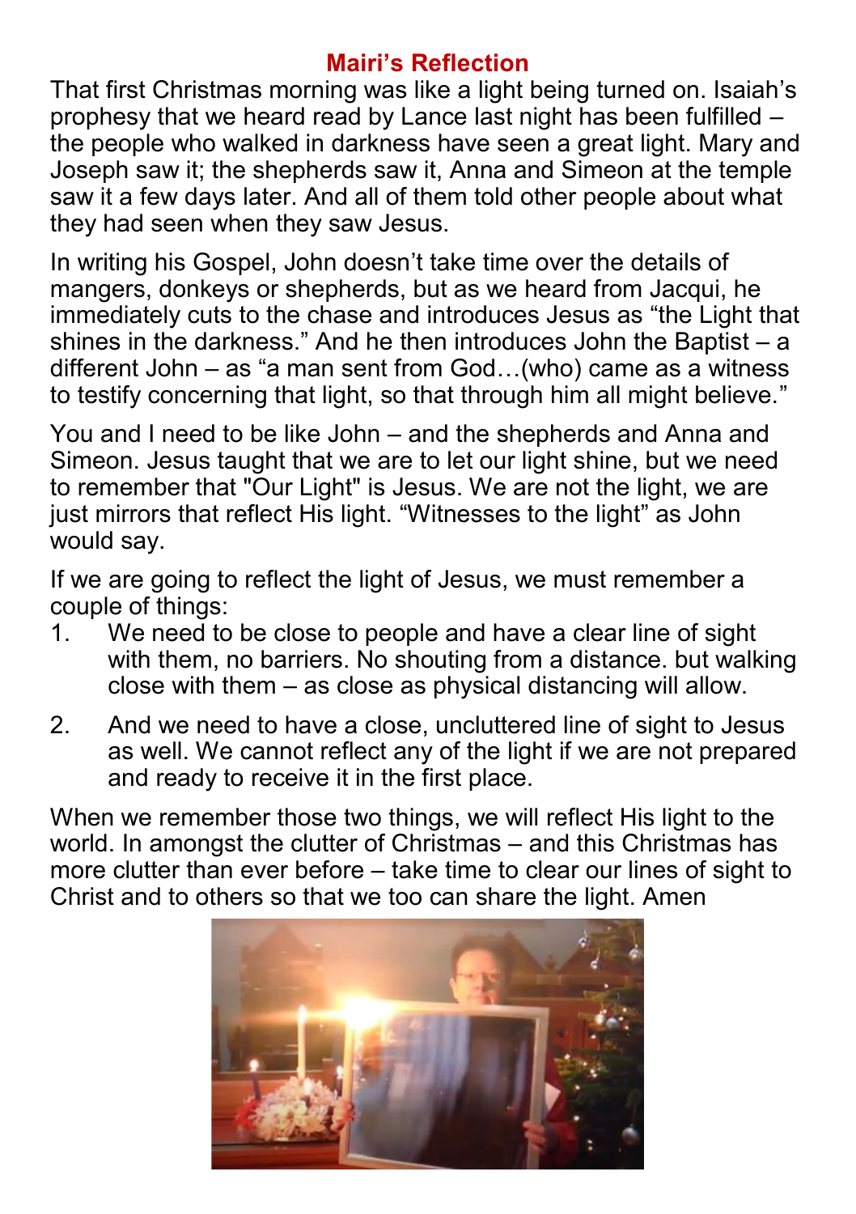## Mairi's Reflection

That first Christmas morning was like a light being turned on. Isaiah's prophesy that we heard read by Lance last night has been fulfilled – the people who walked in darkness have seen a great light. Mary and Joseph saw it; the shepherds saw it, Anna and Simeon at the temple saw it a few days later. And all of them told other people about what they had seen when they saw Jesus.

In writing his Gospel, John doesn't take time over the details of mangers, donkeys or shepherds, but as we heard from Jacqui, he immediately cuts to the chase and introduces Jesus as "the Light that shines in the darkness." And he then introduces John the Baptist – a different John – as "a man sent from God…(who) came as a witness to testify concerning that light, so that through him all might believe."

You and I need to be like John – and the shepherds and Anna and Simeon. Jesus taught that we are to let our light shine, but we need to remember that "Our Light" is Jesus. We are not the light, we are just mirrors that reflect His light. "Witnesses to the light" as John would say.

If we are going to reflect the light of Jesus, we must remember a couple of things:

1. We need to be close to people and have a clear line of sight with them, no barriers. No shouting from a distance. but walking close with them – as close as physical distancing will allow.
2. And we need to have a close, uncluttered line of sight to Jesus as well. We cannot reflect any of the light if we are not prepared and ready to receive it in the first place.

When we remember those two things, we will reflect His light to the world. In amongst the clutter of Christmas – and this Christmas has more clutter than ever before – take time to clear our lines of sight to Christ and to others so that we too can share the light. Amen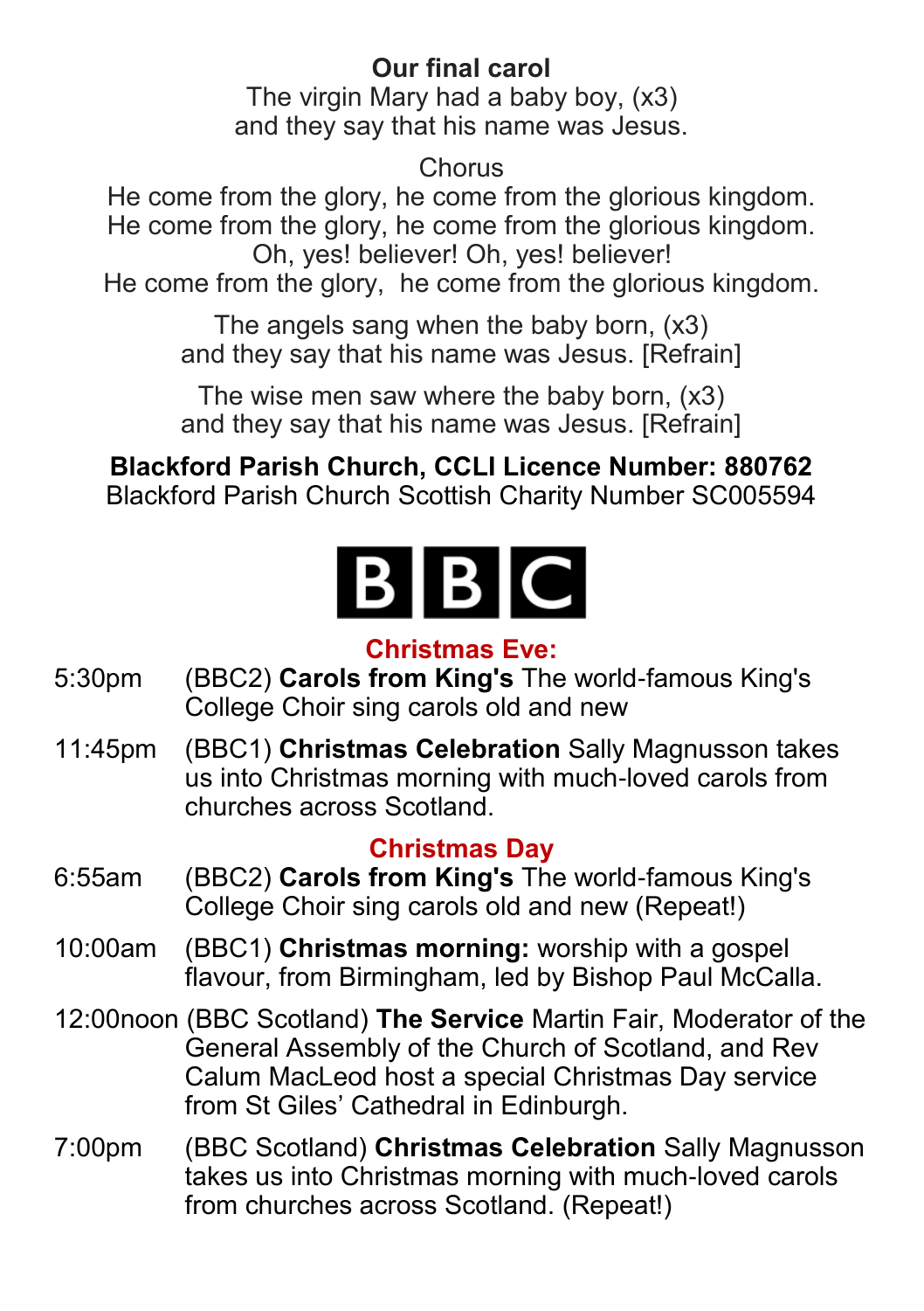**Our final carol**

The virgin Mary had a baby boy, (x3)
and they say that his name was Jesus.

Chorus
He come from the glory, he come from the glorious kingdom.
He come from the glory, he come from the glorious kingdom.
Oh, yes! believer! Oh, yes! believer!
He come from the glory, he come from the glorious kingdom.

The angels sang when the baby born, (x3)
and they say that his name was Jesus. [Refrain]

The wise men saw where the baby born, (x3)
and they say that his name was Jesus. [Refrain]

**Blackford Parish Church, CCLI Licence Number: 880762**
Blackford Parish Church Scottish Charity Number SC005594

BBC

## Christmas Eve:

5:30pm (BBC2) **Carols from King's** The world-famous King's College Choir sing carols old and new

11:45pm (BBC1) **Christmas Celebration** Sally Magnusson takes us into Christmas morning with much-loved carols from churches across Scotland.

## Christmas Day

6:55am (BBC2) **Carols from King's** The world-famous King's College Choir sing carols old and new (Repeat!)

10:00am (BBC1) **Christmas morning:** worship with a gospel flavour, from Birmingham, led by Bishop Paul McCalla.

12:00noon (BBC Scotland) **The Service** Martin Fair, Moderator of the General Assembly of the Church of Scotland, and Rev Calum MacLeod host a special Christmas Day service from St Giles' Cathedral in Edinburgh.

7:00pm (BBC Scotland) **Christmas Celebration** Sally Magnusson takes us into Christmas morning with much-loved carols from churches across Scotland. (Repeat!)